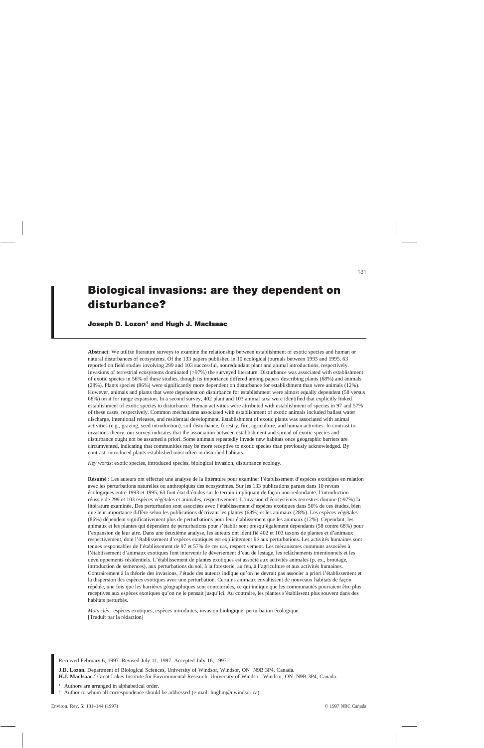# Biological invasions: are they dependent on disturbance?

**Joseph D. Lozon[1] and Hugh J. MacIsaac**

**Abstract**: We utilize literature surveys to examine the relationship between establishment of exotic species and human or natural disturbances of ecosystems. Of the 133 papers published in 10 ecological journals between 1993 and 1995, 63 reported on field studies involving 299 and 103 successful, nonredundant plant and animal introductions, respectively. Invasions of terrestrial ecosystems dominated (>97%) the surveyed literature. Disturbance was associated with establishment of exotic species in 56% of these studies, though its importance differed among papers describing plants (68%) and animals (28%). Plants species (86%) were significantly more dependent on disturbance for establishment than were animals (12%). However, animals and plants that were dependent on disturbance for establishment were almost equally dependent (58 versus 68%) on it for range expansion. In a second survey, 402 plant and 103 animal taxa were identified that explicitly linked establishment of exotic species to disturbance. Human activities were attributed with establishment of species in 97 and 57% of these cases, respectively. Common mechanisms associated with establishment of exotic animals included ballast water discharge, intentional releases, and residential development. Establishment of exotic plants was associated with animal activities (e.g., grazing, seed introduction), soil disturbance, forestry, fire, agriculture, and human activities. In contrast to invasions theory, our survey indicates that the association between establishment and spread of exotic species and disturbance ought not be assumed a priori. Some animals repeatedly invade new habitats once geographic barriers are circumvented, indicating that communities may be more receptive to exotic species than previously acknowledged. By contrast, introduced plants established most often in disturbed habitats.

*Key words*: exotic species, introduced species, biological invasion, disturbance ecology.

**Résumé** : Les auteurs ont effectué une analyse de la littérature pour examiner l'établissement d'espèces exotiques en relation avec les perturbations naturelles ou anthropiques des écosystèmes. Sur les 133 publications parues dans 10 revues écologiques entre 1993 et 1995, 63 font état d'études sur le terrain impliquant de façon non-redondante, l'introduction réussie de 299 et 103 espèces végétales et animales, respectivement. L'invasion d'écosystèmes terrestres domine (>97%) la littérature examinée. Des perturbation sont associées avec l'établissement d'espèces exotiques dans 56% de ces études, bien que leur importance diffère selon les publications décrivant les plantes (68%) et les animaux (28%). Les espèces végétales (86%) dépendent significativement plus de perturbations pour leur établissement que les animaux (12%). Cependant, les animaux et les plantes qui dépendent de perturbations pour s'établir sont presqu'également dépendants (58 contre 68%) pour l'expansion de leur aire. Dans une deuxième analyse, les auteurs ont identifié 402 et 103 taxons de plantes et d'animaux respectivement, dont l'établissement d'espèces exotiques est explicitement lié aux perturbations. Les activités humaines sont tenues responsables de l'établissement de 97 et 57% de ces cas, respectivement. Les mécanismes communs associées à l'établissement d'animaux exotiques font intervenir le déversement d'eau de lestage, les relâchements intentionnels et les développements résidentiels. L'établissement de plantes exotiques est associé aux activités animales (p. ex., broutage, introduction de semences), aux perturbations du sol, à la foresterie, au feu, à l'agriculture et aux activités humaines. Contrairement à la théorie des invasions, l'étude des auteurs indique qu'on ne devrait pas associer a priori l'établissement et la dispersion des espèces exotiques avec une perturbation. Certains animaux envahissent de nouveaux habitats de façon répétée, une fois que les barrières géographiques sont contournées, ce qui indique que les communautés pourraient être plus receptives aux espèces exotiques qu'on ne le pensait jusqu'ici. Au contraire, les plantes s'établissent plus souvent dans des habitats perturbés.

*Mots clés* : espèces exotiques, espèces introduites, invasion biologique, perturbation écologique.
[Traduit par la rédaction]

Received February 6, 1997. Revised July 11, 1997. Accepted July 16, 1997.

**J.D. Lozon.** Department of Biological Sciences, University of Windsor, Windsor, ON N9B 3P4, Canada.
**H.J. MacIsaac.**[2] Great Lakes Institute for Environmental Research, University of Windsor, Windsor, ON N9B 3P4, Canada.

[1] Authors are arranged in alphabetical order.
[2] Author to whom all correspondence should be addressed (e-mail: hughm@uwindsor.ca).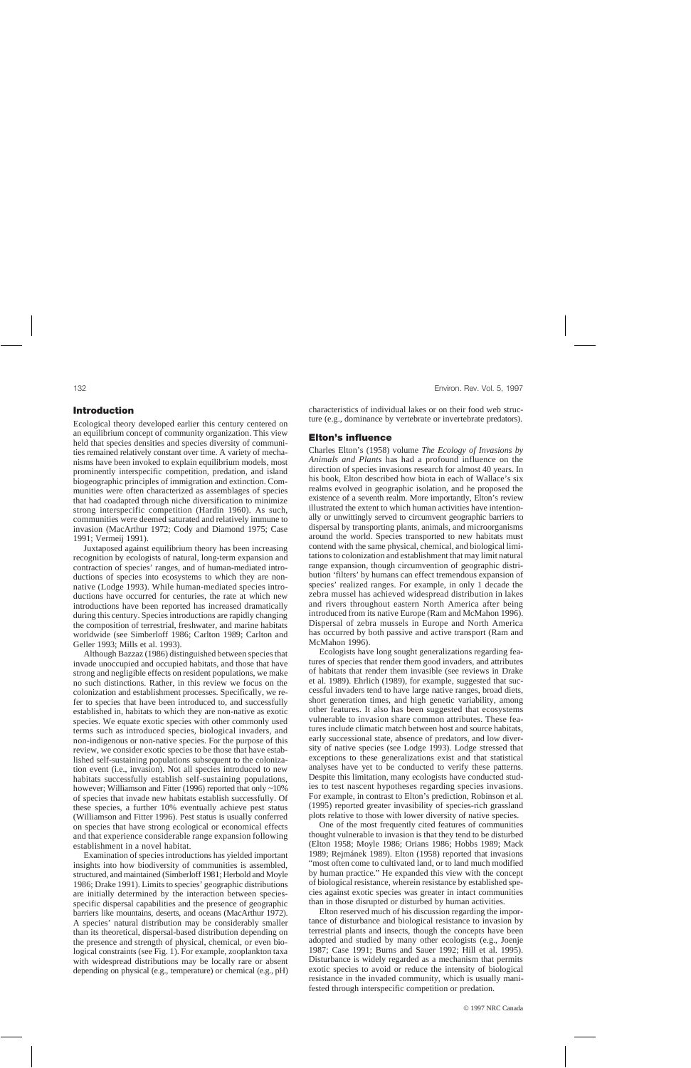## Introduction

Ecological theory developed earlier this century centered on an equilibrium concept of community organization. This view held that species densities and species diversity of communities remained relatively constant over time. A variety of mechanisms have been invoked to explain equilibrium models, most prominently interspecific competition, predation, and island biogeographic principles of immigration and extinction. Communities were often characterized as assemblages of species that had coadapted through niche diversification to minimize strong interspecific competition (Hardin 1960). As such, communities were deemed saturated and relatively immune to invasion (MacArthur 1972; Cody and Diamond 1975; Case 1991; Vermeij 1991).

Juxtaposed against equilibrium theory has been increasing recognition by ecologists of natural, long-term expansion and contraction of species' ranges, and of human-mediated introductions of species into ecosystems to which they are non-native (Lodge 1993). While human-mediated species introductions have occurred for centuries, the rate at which new introductions have been reported has increased dramatically during this century. Species introductions are rapidly changing the composition of terrestrial, freshwater, and marine habitats worldwide (see Simberloff 1986; Carlton 1989; Carlton and Geller 1993; Mills et al. 1993).

Although Bazzaz (1986) distinguished between species that invade unoccupied and occupied habitats, and those that have strong and negligible effects on resident populations, we make no such distinctions. Rather, in this review we focus on the colonization and establishment processes. Specifically, we refer to species that have been introduced to, and successfully established in, habitats to which they are non-native as exotic species. We equate exotic species with other commonly used terms such as introduced species, biological invaders, and non-indigenous or non-native species. For the purpose of this review, we consider exotic species to be those that have established self-sustaining populations subsequent to the colonization event (i.e., invasion). Not all species introduced to new habitats successfully establish self-sustaining populations, however; Williamson and Fitter (1996) reported that only ~10% of species that invade new habitats establish successfully. Of these species, a further 10% eventually achieve pest status (Williamson and Fitter 1996). Pest status is usually conferred on species that have strong ecological or economical effects and that experience considerable range expansion following establishment in a novel habitat.

Examination of species introductions has yielded important insights into how biodiversity of communities is assembled, structured, and maintained (Simberloff 1981; Herbold and Moyle 1986; Drake 1991). Limits to species' geographic distributions are initially determined by the interaction between species-specific dispersal capabilities and the presence of geographic barriers like mountains, deserts, and oceans (MacArthur 1972). A species' natural distribution may be considerably smaller than its theoretical, dispersal-based distribution depending on the presence and strength of physical, chemical, or even biological constraints (see Fig. 1). For example, zooplankton taxa with widespread distributions may be locally rare or absent depending on physical (e.g., temperature) or chemical (e.g., pH) characteristics of individual lakes or on their food web structure (e.g., dominance by vertebrate or invertebrate predators).

## Elton's influence

Charles Elton's (1958) volume *The Ecology of Invasions by Animals and Plants* has had a profound influence on the direction of species invasions research for almost 40 years. In his book, Elton described how biota in each of Wallace's six realms evolved in geographic isolation, and he proposed the existence of a seventh realm. More importantly, Elton's review illustrated the extent to which human activities have intentionally or unwittingly served to circumvent geographic barriers to dispersal by transporting plants, animals, and microorganisms around the world. Species transported to new habitats must contend with the same physical, chemical, and biological limitations to colonization and establishment that may limit natural range expansion, though circumvention of geographic distribution 'filters' by humans can effect tremendous expansion of species' realized ranges. For example, in only 1 decade the zebra mussel has achieved widespread distribution in lakes and rivers throughout eastern North America after being introduced from its native Europe (Ram and McMahon 1996). Dispersal of zebra mussels in Europe and North America has occurred by both passive and active transport (Ram and McMahon 1996).

Ecologists have long sought generalizations regarding features of species that render them good invaders, and attributes of habitats that render them invasible (see reviews in Drake et al. 1989). Ehrlich (1989), for example, suggested that successful invaders tend to have large native ranges, broad diets, short generation times, and high genetic variability, among other features. It also has been suggested that ecosystems vulnerable to invasion share common attributes. These features include climatic match between host and source habitats, early successional state, absence of predators, and low diversity of native species (see Lodge 1993). Lodge stressed that exceptions to these generalizations exist and that statistical analyses have yet to be conducted to verify these patterns. Despite this limitation, many ecologists have conducted studies to test nascent hypotheses regarding species invasions. For example, in contrast to Elton's prediction, Robinson et al. (1995) reported greater invasibility of species-rich grassland plots relative to those with lower diversity of native species.

One of the most frequently cited features of communities thought vulnerable to invasion is that they tend to be disturbed (Elton 1958; Moyle 1986; Orians 1986; Hobbs 1989; Mack 1989; Rejmánek 1989). Elton (1958) reported that invasions "most often come to cultivated land, or to land much modified by human practice." He expanded this view with the concept of biological resistance, wherein resistance by established species against exotic species was greater in intact communities than in those disrupted or disturbed by human activities.

Elton reserved much of his discussion regarding the importance of disturbance and biological resistance to invasion by terrestrial plants and insects, though the concepts have been adopted and studied by many other ecologists (e.g., Joenje 1987; Case 1991; Burns and Sauer 1992; Hill et al. 1995). Disturbance is widely regarded as a mechanism that permits exotic species to avoid or reduce the intensity of biological resistance in the invaded community, which is usually manifested through interspecific competition or predation.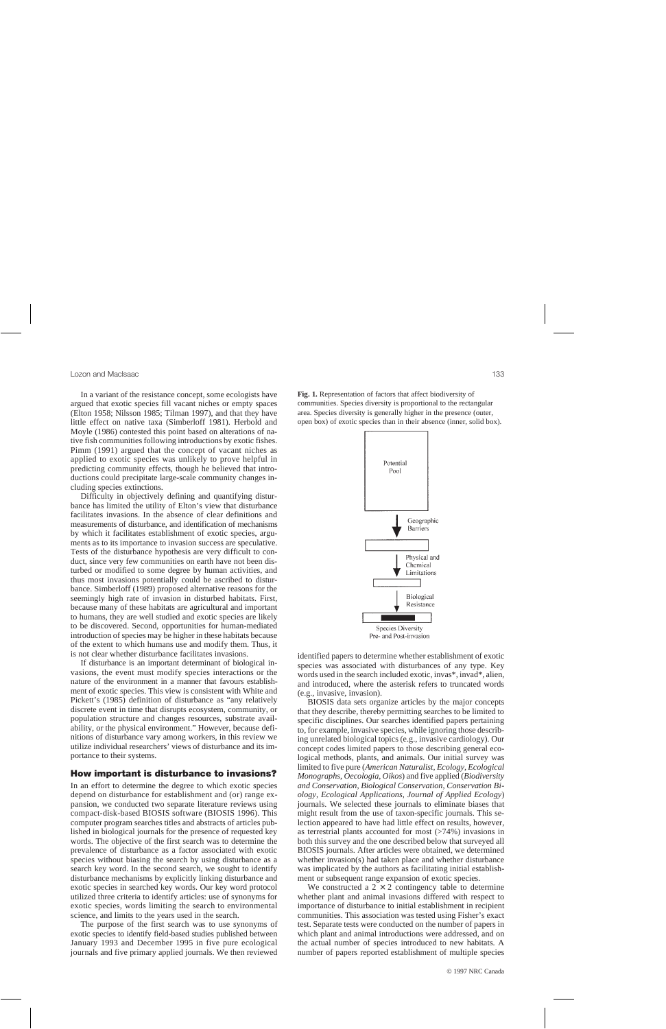In a variant of the resistance concept, some ecologists have argued that exotic species fill vacant niches or empty spaces (Elton 1958; Nilsson 1985; Tilman 1997), and that they have little effect on native taxa (Simberloff 1981). Herbold and Moyle (1986) contested this point based on alterations of native fish communities following introductions by exotic fishes. Pimm (1991) argued that the concept of vacant niches as applied to exotic species was unlikely to prove helpful in predicting community effects, though he believed that introductions could precipitate large-scale community changes including species extinctions.

Difficulty in objectively defining and quantifying disturbance has limited the utility of Elton's view that disturbance facilitates invasions. In the absence of clear definitions and measurements of disturbance, and identification of mechanisms by which it facilitates establishment of exotic species, arguments as to its importance to invasion success are speculative. Tests of the disturbance hypothesis are very difficult to conduct, since very few communities on earth have not been disturbed or modified to some degree by human activities, and thus most invasions potentially could be ascribed to disturbance. Simberloff (1989) proposed alternative reasons for the seemingly high rate of invasion in disturbed habitats. First, because many of these habitats are agricultural and important to humans, they are well studied and exotic species are likely to be discovered. Second, opportunities for human-mediated introduction of species may be higher in these habitats because of the extent to which humans use and modify them. Thus, it is not clear whether disturbance facilitates invasions.

If disturbance is an important determinant of biological invasions, the event must modify species interactions or the nature of the environment in a manner that favours establishment of exotic species. This view is consistent with White and Pickett's (1985) definition of disturbance as "any relatively discrete event in time that disrupts ecosystem, community, or population structure and changes resources, substrate availability, or the physical environment." However, because definitions of disturbance vary among workers, in this review we utilize individual researchers' views of disturbance and its importance to their systems.

## How important is disturbance to invasions?

In an effort to determine the degree to which exotic species depend on disturbance for establishment and (or) range expansion, we conducted two separate literature reviews using compact-disk-based BIOSIS software (BIOSIS 1996). This computer program searches titles and abstracts of articles published in biological journals for the presence of requested key words. The objective of the first search was to determine the prevalence of disturbance as a factor associated with exotic species without biasing the search by using disturbance as a search key word. In the second search, we sought to identify disturbance mechanisms by explicitly linking disturbance and exotic species in searched key words. Our key word protocol utilized three criteria to identify articles: use of synonyms for exotic species, words limiting the search to environmental science, and limits to the years used in the search.

The purpose of the first search was to use synonyms of exotic species to identify field-based studies published between January 1993 and December 1995 in five pure ecological journals and five primary applied journals. We then reviewed identified papers to determine whether establishment of exotic species was associated with disturbances of any type. Key words used in the search included exotic, invas*, invad*, alien, and introduced, where the asterisk refers to truncated words (e.g., invasive, invasion).

BIOSIS data sets organize articles by the major concepts that they describe, thereby permitting searches to be limited to specific disciplines. Our searches identified papers pertaining to, for example, invasive species, while ignoring those describing unrelated biological topics (e.g., invasive cardiology). Our concept codes limited papers to those describing general ecological methods, plants, and animals. Our initial survey was limited to five pure (*American Naturalist*, *Ecology*, *Ecological Monographs*, *Oecologia*, *Oikos*) and five applied (*Biodiversity and Conservation*, *Biological Conservation*, *Conservation Biology*, *Ecological Applications*, *Journal of Applied Ecology*) journals. We selected these journals to eliminate biases that might result from the use of taxon-specific journals. This selection appeared to have had little effect on results, however, as terrestrial plants accounted for most (>74%) invasions in both this survey and the one described below that surveyed all BIOSIS journals. After articles were obtained, we determined whether invasion(s) had taken place and whether disturbance was implicated by the authors as facilitating initial establishment or subsequent range expansion of exotic species.

We constructed a $2 \times 2$ contingency table to determine whether plant and animal invasions differed with respect to importance of disturbance to initial establishment in recipient communities. This association was tested using Fisher's exact test. Separate tests were conducted on the number of papers in which plant and animal introductions were addressed, and on the actual number of species introduced to new habitats. A number of papers reported establishment of multiple species

**Fig. 1.** Representation of factors that affect biodiversity of communities. Species diversity is proportional to the rectangular area. Species diversity is generally higher in the presence (outer, open box) of exotic species than in their absence (inner, solid box).

Potential Pool

Geographic Barriers

Physical and Chemical Limitations

Biological Resistance

Species Diversity Pre- and Post-invasion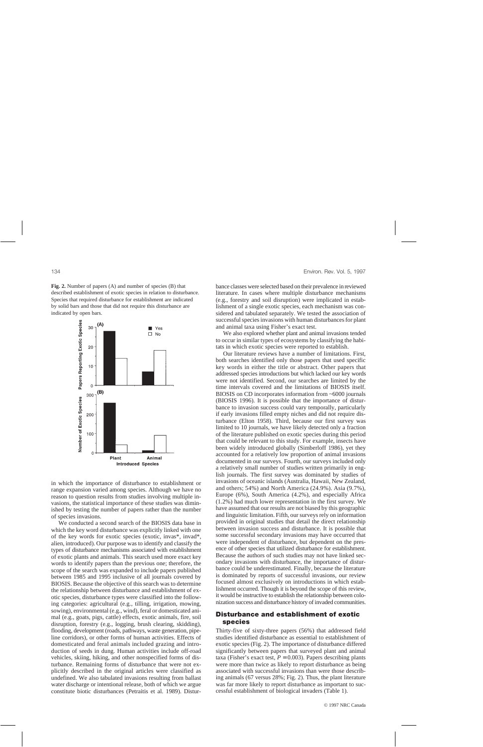**Fig. 2.** Number of papers (A) and number of species (B) that described establishment of exotic species in relation to disturbance. Species that required disturbance for establishment are indicated by solid bars and those that did not require this disturbance are indicated by open bars.

(A)

Papers Reporting Exotic Species

30
20
10
0

■ Yes
□ No

(B)

Number of Exotic Species

300
200
100
0

Plant
Animal

Introduced Species

in which the importance of disturbance to establishment or range expansion varied among species. Although we have no reason to question results from studies involving multiple invasions, the statistical importance of these studies was diminished by testing the number of papers rather than the number of species invasions.

We conducted a second search of the BIOSIS data base in which the key word disturbance was explicitly linked with one of the key words for exotic species (exotic, invas*, invad*, alien, introduced). Our purpose was to identify and classify the types of disturbance mechanisms associated with establishment of exotic plants and animals. This search used more exact key words to identify papers than the previous one; therefore, the scope of the search was expanded to include papers published between 1985 and 1995 inclusive of all journals covered by BIOSIS. Because the objective of this search was to determine the relationship between disturbance and establishment of exotic species, disturbance types were classified into the following categories: agricultural (e.g., tilling, irrigation, mowing, sowing), environmental (e.g., wind), feral or domesticated animal (e.g., goats, pigs, cattle) effects, exotic animals, fire, soil disruption, forestry (e.g., logging, brush clearing, skidding), flooding, development (roads, pathways, waste generation, pipeline corridors), or other forms of human activities. Effects of domesticated and feral animals included grazing and introduction of seeds in dung. Human activities include off-road vehicles, skiing, hiking, and other nonspecified forms of disturbance. Remaining forms of disturbance that were not explicitly described in the original articles were classified as undefined. We also tabulated invasions resulting from ballast water discharge or intentional release, both of which we argue constitute biotic disturbances (Petraitis et al. 1989). Disturbance classes were selected based on their prevalence in reviewed literature. In cases where multiple disturbance mechanisms (e.g., forestry and soil disruption) were implicated in establishment of a single exotic species, each mechanism was considered and tabulated separately. We tested the association of successful species invasions with human disturbances for plant and animal taxa using Fisher's exact test.

We also explored whether plant and animal invasions tended to occur in similar types of ecosystems by classifying the habitats in which exotic species were reported to establish.

Our literature reviews have a number of limitations. First, both searches identified only those papers that used specific key words in either the title or abstract. Other papers that addressed species introductions but which lacked our key words were not identified. Second, our searches are limited by the time intervals covered and the limitations of BIOSIS itself. BIOSIS on CD incorporates information from ~6000 journals (BIOSIS 1996). It is possible that the importance of disturbance to invasion success could vary temporally, particularly if early invasions filled empty niches and did not require disturbance (Elton 1958). Third, because our first survey was limited to 10 journals, we have likely detected only a fraction of the literature published on exotic species during this period that could be relevant to this study. For example, insects have been widely introduced globally (Simberloff 1986), yet they accounted for a relatively low proportion of animal invasions documented in our surveys. Fourth, our surveys included only a relatively small number of studies written primarily in english journals. The first survey was dominated by studies of invasions of oceanic islands (Australia, Hawaii, New Zealand, and others; 54%) and North America (24.9%). Asia (9.7%), Europe (6%), South America (4.2%), and especially Africa (1.2%) had much lower representation in the first survey. We have assumed that our results are not biased by this geographic and linguistic limitation. Fifth, our surveys rely on information provided in original studies that detail the direct relationship between invasion success and disturbance. It is possible that some successful secondary invasions may have occurred that were independent of disturbance, but dependent on the presence of other species that utilized disturbance for establishment. Because the authors of such studies may not have linked secondary invasions with disturbance, the importance of disturbance could be underestimated. Finally, because the literature is dominated by reports of successful invasions, our review focused almost exclusively on introductions in which establishment occurred. Though it is beyond the scope of this review, it would be instructive to establish the relationship between colonization success and disturbance history of invaded communities.

## Disturbance and establishment of exotic species

Thirty-five of sixty-three papers (56%) that addressed field studies identified disturbance as essential to establishment of exotic species (Fig. 2). The importance of disturbance differed significantly between papers that surveyed plant and animal taxa (Fisher's exact test, $P = 0.003$). Papers describing plants were more than twice as likely to report disturbance as being associated with successful invasions than were those describing animals (67 versus 28%; Fig. 2). Thus, the plant literature was far more likely to report disturbance as important to successful establishment of biological invaders (Table 1).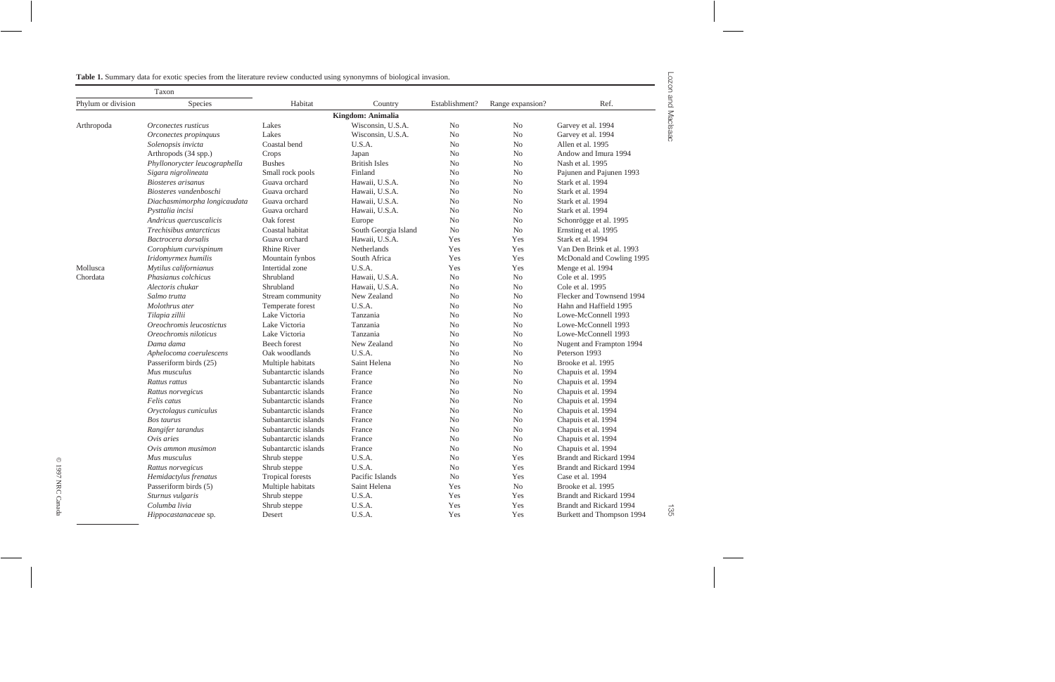**Table 1.** Summary data for exotic species from the literature review conducted using synonymns of biological invasion.

| Taxon | | | | | | |
|---|---|---|---|---|---|---|
| Phylum or division | Species | Habitat | Country | Establishment? | Range expansion? | Ref. |
| | | | **Kingdom: Animalia** | | | |
| Arthropoda | *Orconectes rusticus* | Lakes | Wisconsin, U.S.A. | No | No | Garvey et al. 1994 |
| | *Orconectes propinquus* | Lakes | Wisconsin, U.S.A. | No | No | Garvey et al. 1994 |
| | *Solenopsis invicta* | Coastal bend | U.S.A. | No | No | Allen et al. 1995 |
| | Arthropods (34 spp.) | Crops | Japan | No | No | Andow and Imura 1994 |
| | *Phyllonorycter leucographella* | Bushes | British Isles | No | No | Nash et al. 1995 |
| | *Sigara nigrolineata* | Small rock pools | Finland | No | No | Pajunen and Pajunen 1993 |
| | *Biosteres arisanus* | Guava orchard | Hawaii, U.S.A. | No | No | Stark et al. 1994 |
| | *Biosteres vandenboschi* | Guava orchard | Hawaii, U.S.A. | No | No | Stark et al. 1994 |
| | *Diachasmimorpha longicaudata* | Guava orchard | Hawaii, U.S.A. | No | No | Stark et al. 1994 |
| | *Psyttalia incisi* | Guava orchard | Hawaii, U.S.A. | No | No | Stark et al. 1994 |
| | *Andricus quercuscalicis* | Oak forest | Europe | No | No | Schonrögge et al. 1995 |
| | *Trechisibus antarcticus* | Coastal habitat | South Georgia Island | No | No | Ernsting et al. 1995 |
| | *Bactrocera dorsalis* | Guava orchard | Hawaii, U.S.A. | Yes | Yes | Stark et al. 1994 |
| | *Corophium curvispinum* | Rhine River | Netherlands | Yes | Yes | Van Den Brink et al. 1993 |
| | *Iridomyrmex humilis* | Mountain fynbos | South Africa | Yes | Yes | McDonald and Cowling 1995 |
| Mollusca | *Mytilus californianus* | Intertidal zone | U.S.A. | Yes | Yes | Menge et al. 1994 |
| Chordata | *Phasianus colchicus* | Shrubland | Hawaii, U.S.A. | No | No | Cole et al. 1995 |
| | *Alectoris chukar* | Shrubland | Hawaii, U.S.A. | No | No | Cole et al. 1995 |
| | *Salmo trutta* | Stream community | New Zealand | No | No | Flecker and Townsend 1994 |
| | *Molothrus ater* | Temperate forest | U.S.A. | No | No | Hahn and Haffield 1995 |
| | *Tilapia zillii* | Lake Victoria | Tanzania | No | No | Lowe-McConnell 1993 |
| | *Oreochromis leucostictus* | Lake Victoria | Tanzania | No | No | Lowe-McConnell 1993 |
| | *Oreochromis niloticus* | Lake Victoria | Tanzania | No | No | Lowe-McConnell 1993 |
| | *Dama dama* | Beech forest | New Zealand | No | No | Nugent and Frampton 1994 |
| | *Aphelocoma coerulescens* | Oak woodlands | U.S.A. | No | No | Peterson 1993 |
| | Passeriform birds (25) | Multiple habitats | Saint Helena | No | No | Brooke et al. 1995 |
| | *Mus musculus* | Subantarctic islands | France | No | No | Chapuis et al. 1994 |
| | *Rattus rattus* | Subantarctic islands | France | No | No | Chapuis et al. 1994 |
| | *Rattus norvegicus* | Subantarctic islands | France | No | No | Chapuis et al. 1994 |
| | *Felis catus* | Subantarctic islands | France | No | No | Chapuis et al. 1994 |
| | *Oryctolagus cuniculus* | Subantarctic islands | France | No | No | Chapuis et al. 1994 |
| | *Bos taurus* | Subantarctic islands | France | No | No | Chapuis et al. 1994 |
| | *Rangifer tarandus* | Subantarctic islands | France | No | No | Chapuis et al. 1994 |
| | *Ovis aries* | Subantarctic islands | France | No | No | Chapuis et al. 1994 |
| | *Ovis ammon musimon* | Subantarctic islands | France | No | No | Chapuis et al. 1994 |
| | *Mus musculus* | Shrub steppe | U.S.A. | No | Yes | Brandt and Rickard 1994 |
| | *Rattus norvegicus* | Shrub steppe | U.S.A. | No | Yes | Brandt and Rickard 1994 |
| | *Hemidactylus frenatus* | Tropical forests | Pacific Islands | No | Yes | Case et al. 1994 |
| | Passeriform birds (5) | Multiple habitats | Saint Helena | Yes | No | Brooke et al. 1995 |
| | *Sturnus vulgaris* | Shrub steppe | U.S.A. | Yes | Yes | Brandt and Rickard 1994 |
| | *Columba livia* | Shrub steppe | U.S.A. | Yes | Yes | Brandt and Rickard 1994 |
| | *Hippocastanaceae* sp. | Desert | U.S.A. | Yes | Yes | Burkett and Thompson 1994 |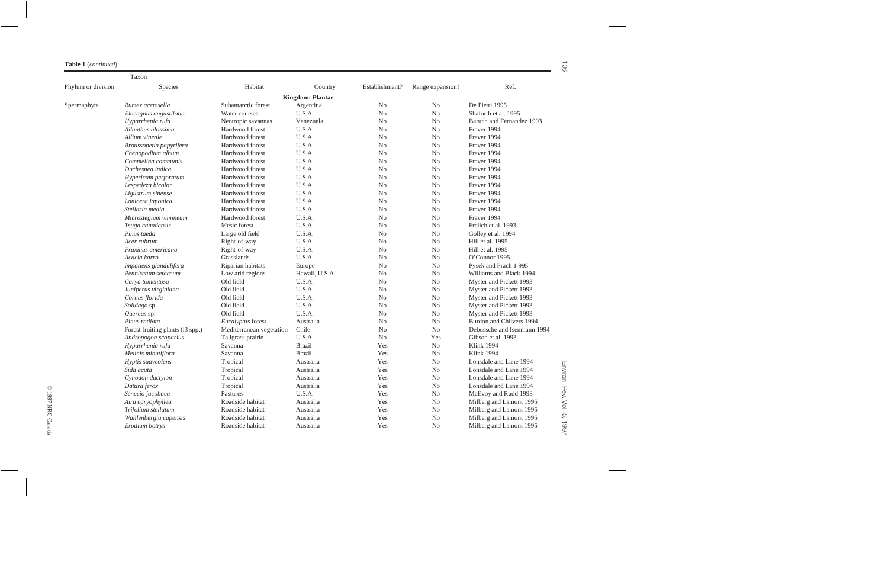**Table 1** (*continued*).

| Taxon | | | | | | | |
|---|---|---|---|---|---|---|---|
| Phylum or division | Species | Habitat | Country | Establishment? | Range expansion? | Ref. |
| | | | **Kingdom: Plantae** | | | |
| Spermaphyta | *Rumex acetosella* | Subantarctic forest | Argentina | No | No | De Pietri 1995 |
| | *Elaeagnus angustifolia* | Water courses | U.S.A. | No | No | Shaforth et al. 1995 |
| | *Hyparrhenia rufa* | Neotropic savannas | Venezuela | No | No | Baruch and Fernandez 1993 |
| | *Ailanthus altissima* | Hardwood forest | U.S.A. | No | No | Fraver 1994 |
| | *Allium vineale* | Hardwood forest | U.S.A. | No | No | Fraver 1994 |
| | *Broussonetia papyrifera* | Hardwood forest | U.S.A. | No | No | Fraver 1994 |
| | *Chenopodium album* | Hardwood forest | U.S.A. | No | No | Fraver 1994 |
| | *Commelina communis* | Hardwood forest | U.S.A. | No | No | Fraver 1994 |
| | *Duchesnea indica* | Hardwood forest | U.S.A. | No | No | Fraver 1994 |
| | *Hypericum perforatum* | Hardwood forest | U.S.A. | No | No | Fraver 1994 |
| | *Lespedeza bicolor* | Hardwood forest | U.S.A. | No | No | Fraver 1994 |
| | *Ligustrum sinense* | Hardwood forest | U.S.A. | No | No | Fraver 1994 |
| | *Lonicera japonica* | Hardwood forest | U.S.A. | No | No | Fraver 1994 |
| | *Stellaria media* | Hardwood forest | U.S.A. | No | No | Fraver 1994 |
| | *Microstegium vimineum* | Hardwood forest | U.S.A. | No | No | Fraver 1994 |
| | *Tsuga canadensis* | Mesic forest | U.S.A. | No | No | Frelich et al. 1993 |
| | *Pinus taeda* | Large old field | U.S.A. | No | No | Golley et al. 1994 |
| | *Acer rubrum* | Right-of-way | U.S.A. | No | No | Hill et al. 1995 |
| | *Fraxinus americana* | Right-of-way | U.S.A. | No | No | Hill et al. 1995 |
| | *Acacia karro* | Grasslands | U.S.A. | No | No | O'Connor 1995 |
| | *Impatiens glandulifera* | Riparian habitats | Europe | No | No | Pysek and Prach 1 995 |
| | *Pennisetum setaceum* | Low arid regions | Hawaii, U.S.A. | No | No | Williams and Black 1994 |
| | *Carya tomentosa* | Old field | U.S.A. | No | No | Myster and Pickett 1993 |
| | *Juniperus virginiana* | Old field | U.S.A. | No | No | Myster and Pickett 1993 |
| | *Cornus florida* | Old field | U.S.A. | No | No | Myster and Pickett 1993 |
| | *Solidago* sp. | Old field | U.S.A. | No | No | Myster and Pickett 1993 |
| | *Ouercus* sp. | Old field | U.S.A. | No | No | Myster and Pickett 1993 |
| | *Pinus radiata* | *Eucalyptus* forest | Australia | No | No | Burdon and Chilvers 1994 |
| | Forest fruiting plants (l3 spp.) | Mediterranean vegetation | Chile | No | No | Debussche and Isenmann 1994 |
| | *Andropogon scoparius* | Tallgrass prairie | U.S.A. | No | Yes | Gibson et al. 1993 |
| | *Hyparrhenia rufa* | Savanna | Brazil | Yes | No | Klink 1994 |
| | *Melinis minutiflora* | Savanna | Brazil | Yes | No | Klink 1994 |
| | *Hyptis suaveolens* | Tropical | Australia | Yes | No | Lonsdale and Lane 1994 |
| | *Sida acuta* | Tropical | Australia | Yes | No | Lonsdale and Lane 1994 |
| | *Cynodon dactylon* | Tropical | Australia | Yes | No | Lonsdale and Lane 1994 |
| | *Datura ferox* | Tropical | Australia | Yes | No | Lonsdale and Lane 1994 |
| | *Senecio jacobaea* | Pastures | U.S.A. | Yes | No | McEvoy and Rudd 1993 |
| | *Aira caryophyllea* | Roadside habitat | Australia | Yes | No | Milberg and Lamont 1995 |
| | *Trifolium stellatum* | Roadside habitat | Australia | Yes | No | Milberg and Lamont 1995 |
| | *Wahlenbergia capensis* | Roadside habitat | Australia | Yes | No | Milberg and Lamont 1995 |
| | *Erodium botrys* | Roadside habitat | Australia | Yes | No | Milberg and Lamont 1995 |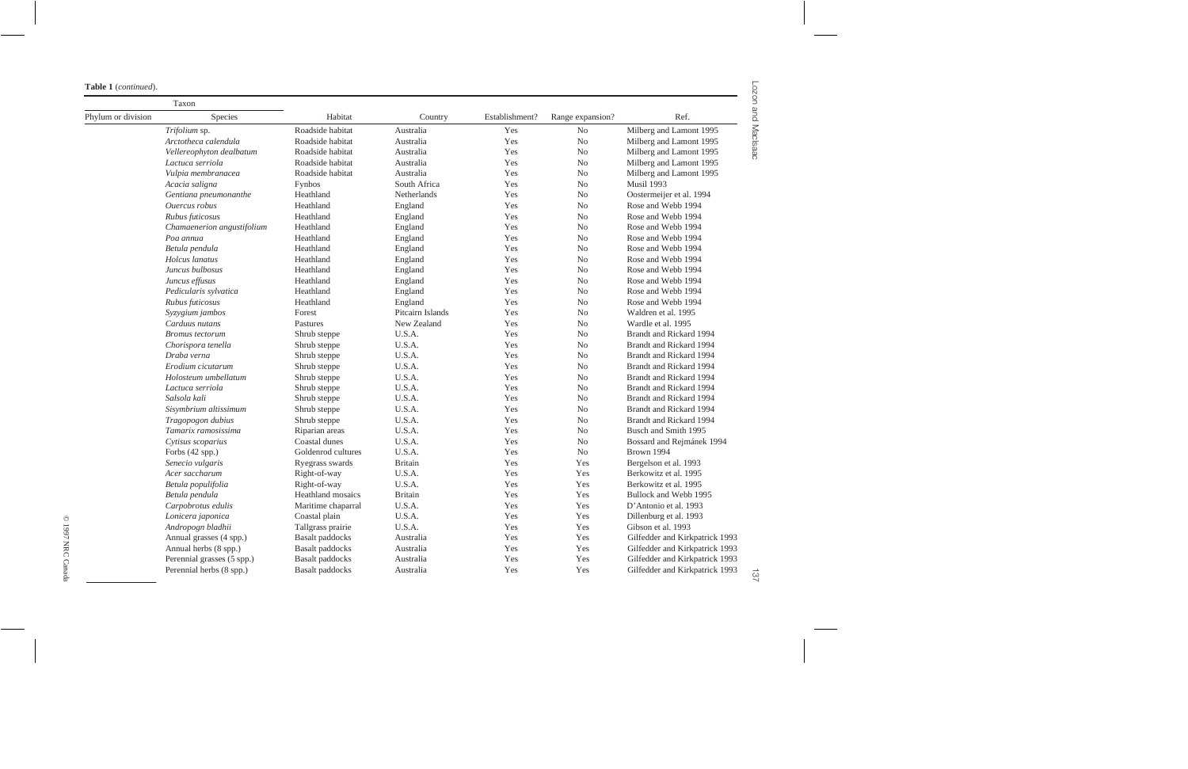**Table 1** (*continued*).

| Taxon | | Habitat | Country | Establishment? | Range expansion? | Ref. |
|---|---|---|---|---|---|---|
| Phylum or division | Species | | | | | |
| | *Trifolium* sp. | Roadside habitat | Australia | Yes | No | Milberg and Lamont 1995 |
| | *Arctotheca calendula* | Roadside habitat | Australia | Yes | No | Milberg and Lamont 1995 |
| | *Vellereophyton dealbatum* | Roadside habitat | Australia | Yes | No | Milberg and Lamont 1995 |
| | *Lactuca serriola* | Roadside habitat | Australia | Yes | No | Milberg and Lamont 1995 |
| | *Vulpia membranacea* | Roadside habitat | Australia | Yes | No | Milberg and Lamont 1995 |
| | *Acacia saligna* | Fynbos | South Africa | Yes | No | Musil 1993 |
| | *Gentiana pneumonanthe* | Heathland | Netherlands | Yes | No | Oostermeijer et al. 1994 |
| | *Ouercus robus* | Heathland | England | Yes | No | Rose and Webb 1994 |
| | *Rubus futicosus* | Heathland | England | Yes | No | Rose and Webb 1994 |
| | *Chamaenerion angustifolium* | Heathland | England | Yes | No | Rose and Webb 1994 |
| | *Poa annua* | Heathland | England | Yes | No | Rose and Webb 1994 |
| | *Betula pendula* | Heathland | England | Yes | No | Rose and Webb 1994 |
| | *Holcus lanatus* | Heathland | England | Yes | No | Rose and Webb 1994 |
| | *Juncus bulbosus* | Heathland | England | Yes | No | Rose and Webb 1994 |
| | *Juncus effusus* | Heathland | England | Yes | No | Rose and Webb 1994 |
| | *Pedicularis sylvatica* | Heathland | England | Yes | No | Rose and Webb 1994 |
| | *Rubus futicosus* | Heathland | England | Yes | No | Rose and Webb 1994 |
| | *Syzygium jambos* | Forest | Pitcairn Islands | Yes | No | Waldren et al. 1995 |
| | *Carduus nutans* | Pastures | New Zealand | Yes | No | Wardle et al. 1995 |
| | *Bromus tectorum* | Shrub steppe | U.S.A. | Yes | No | Brandt and Rickard 1994 |
| | *Chorispora tenella* | Shrub steppe | U.S.A. | Yes | No | Brandt and Rickard 1994 |
| | *Draba verna* | Shrub steppe | U.S.A. | Yes | No | Brandt and Rickard 1994 |
| | *Erodium cicutarum* | Shrub steppe | U.S.A. | Yes | No | Brandt and Rickard 1994 |
| | *Holosteum umbellatum* | Shrub steppe | U.S.A. | Yes | No | Brandt and Rickard 1994 |
| | *Lactuca serriola* | Shrub steppe | U.S.A. | Yes | No | Brandt and Rickard 1994 |
| | *Salsola kali* | Shrub steppe | U.S.A. | Yes | No | Brandt and Rickard 1994 |
| | *Sisymbrium altissimum* | Shrub steppe | U.S.A. | Yes | No | Brandt and Rickard 1994 |
| | *Tragopogon dubius* | Shrub steppe | U.S.A. | Yes | No | Brandt and Rickard 1994 |
| | *Tamarix ramosissima* | Riparian areas | U.S.A. | Yes | No | Busch and Smith 1995 |
| | *Cytisus scoparius* | Coastal dunes | U.S.A. | Yes | No | Bossard and Rejmánek 1994 |
| | Forbs (42 spp.) | Goldenrod cultures | U.S.A. | Yes | No | Brown 1994 |
| | *Senecio vulgaris* | Ryegrass swards | Britain | Yes | Yes | Bergelson et al. 1993 |
| | *Acer saccharum* | Right-of-way | U.S.A. | Yes | Yes | Berkowitz et al. 1995 |
| | *Betula populifolia* | Right-of-way | U.S.A. | Yes | Yes | Berkowitz et al. 1995 |
| | *Betula pendula* | Heathland mosaics | Britain | Yes | Yes | Bullock and Webb 1995 |
| | *Carpobrotus edulis* | Maritime chaparral | U.S.A. | Yes | Yes | D'Antonio et al. 1993 |
| | *Lonicera japonica* | Coastal plain | U.S.A. | Yes | Yes | Dillenburg et al. 1993 |
| | *Andropogn bladhii* | Tallgrass prairie | U.S.A. | Yes | Yes | Gibson et al. 1993 |
| | Annual grasses (4 spp.) | Basalt paddocks | Australia | Yes | Yes | Gilfedder and Kirkpatrick 1993 |
| | Annual herbs (8 spp.) | Basalt paddocks | Australia | Yes | Yes | Gilfedder and Kirkpatrick 1993 |
| | Perennial grasses (5 spp.) | Basalt paddocks | Australia | Yes | Yes | Gilfedder and Kirkpatrick 1993 |
| | Perennial herbs (8 spp.) | Basalt paddocks | Australia | Yes | Yes | Gilfedder and Kirkpatrick 1993 |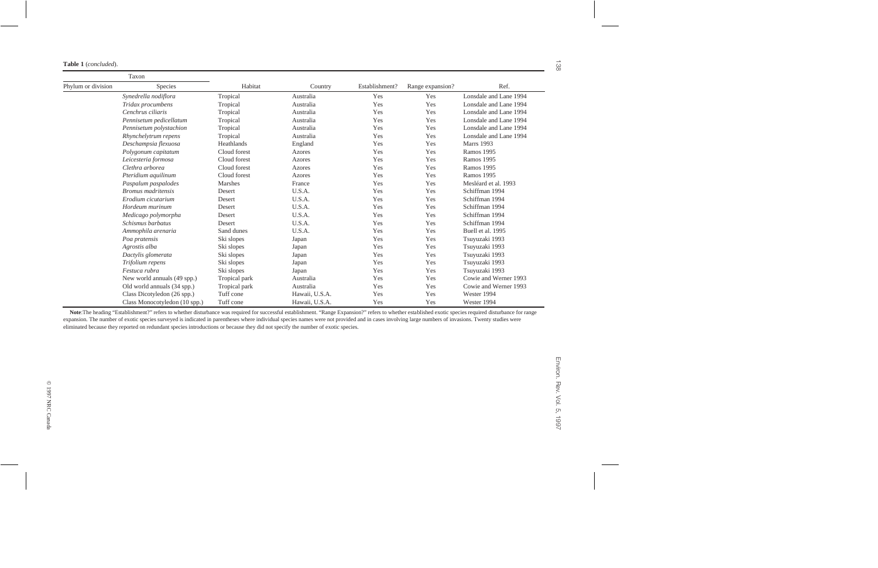**Table 1** (*concluded*).

| Taxon | | Habitat | Country | Establishment? | Range expansion? | Ref. |
|---|---|---|---|---|---|---|
| Phylum or division | Species | | | | | |
| | *Synedrella nodiflora* | Tropical | Australia | Yes | Yes | Lonsdale and Lane 1994 |
| | *Tridax procumbens* | Tropical | Australia | Yes | Yes | Lonsdale and Lane 1994 |
| | *Cenchrus ciliaris* | Tropical | Australia | Yes | Yes | Lonsdale and Lane 1994 |
| | *Pennisetum pedicellatum* | Tropical | Australia | Yes | Yes | Lonsdale and Lane 1994 |
| | *Pennisetum polystachion* | Tropical | Australia | Yes | Yes | Lonsdale and Lane 1994 |
| | *Rhynchelytrum repens* | Tropical | Australia | Yes | Yes | Lonsdale and Lane 1994 |
| | *Deschampsia flexuosa* | Heathlands | England | Yes | Yes | Marrs 1993 |
| | *Polygonum capitatum* | Cloud forest | Azores | Yes | Yes | Ramos 1995 |
| | *Leicesteria formosa* | Cloud forest | Azores | Yes | Yes | Ramos 1995 |
| | *Clethra arborea* | Cloud forest | Azores | Yes | Yes | Ramos 1995 |
| | *Pteridium aquilinum* | Cloud forest | Azores | Yes | Yes | Ramos 1995 |
| | *Paspalum paspalodes* | Marshes | France | Yes | Yes | Mesléard et al. 1993 |
| | *Bromus madritensis* | Desert | U.S.A. | Yes | Yes | Schiffman 1994 |
| | *Erodium cicutarium* | Desert | U.S.A. | Yes | Yes | Schiffman 1994 |
| | *Hordeum murinum* | Desert | U.S.A. | Yes | Yes | Schiffman 1994 |
| | *Medicago polymorpha* | Desert | U.S.A. | Yes | Yes | Schiffman 1994 |
| | *Schismus barbatus* | Desert | U.S.A. | Yes | Yes | Schiffman 1994 |
| | *Ammophila arenaria* | Sand dunes | U.S.A. | Yes | Yes | Buell et al. 1995 |
| | *Poa pratensis* | Ski slopes | Japan | Yes | Yes | Tsuyuzaki 1993 |
| | *Agrostis alba* | Ski slopes | Japan | Yes | Yes | Tsuyuzaki 1993 |
| | *Dactylis glomerata* | Ski slopes | Japan | Yes | Yes | Tsuyuzaki 1993 |
| | *Trifolium repens* | Ski slopes | Japan | Yes | Yes | Tsuyuzaki 1993 |
| | *Festuca rubra* | Ski slopes | Japan | Yes | Yes | Tsuyuzaki 1993 |
| | New world annuals (49 spp.) | Tropical park | Australia | Yes | Yes | Cowie and Werner 1993 |
| | Old world annuals (34 spp.) | Tropical park | Australia | Yes | Yes | Cowie and Werner 1993 |
| | Class Dicotyledon (26 spp.) | Tuff cone | Hawaii, U.S.A. | Yes | Yes | Wester 1994 |
| | Class Monocotyledon (10 spp.) | Tuff cone | Hawaii, U.S.A. | Yes | Yes | Wester 1994 |

**Note**:The heading "Establishment?" refers to whether disturbance was required for successful establishment. "Range Expansion?" refers to whether established exotic species required disturbance for range expansion. The number of exotic species surveyed is indicated in parentheses where individual species names were not provided and in cases involving large numbers of invasions. Twenty studies were eliminated because they reported on redundant species introductions or because they did not specify the number of exotic species.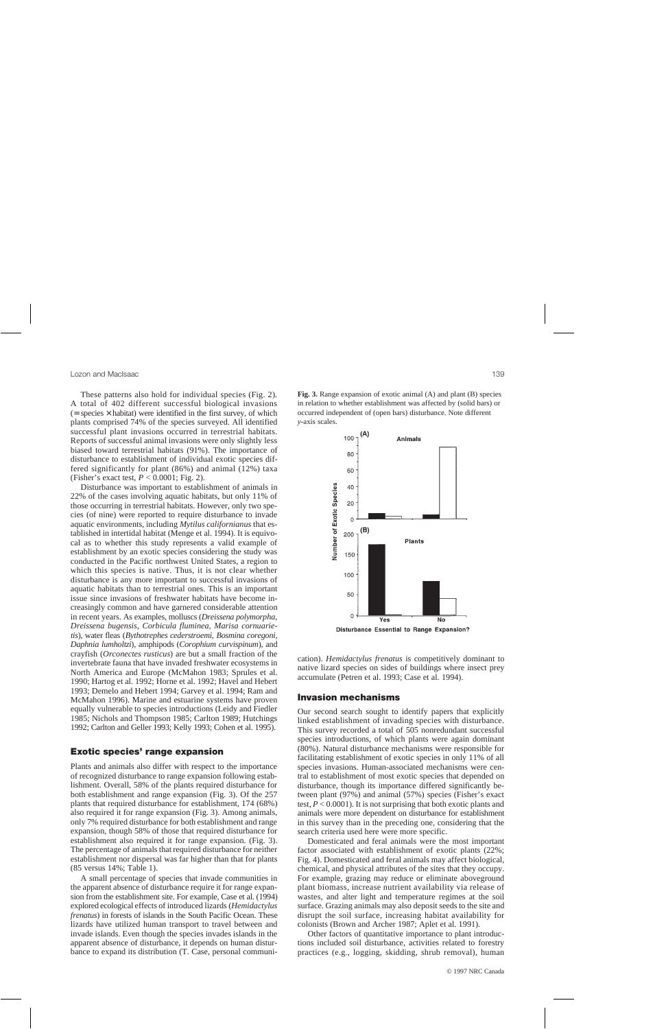These patterns also hold for individual species (Fig. 2). A total of 402 different successful biological invasions (= species × habitat) were identified in the first survey, of which plants comprised 74% of the species surveyed. All identified successful plant invasions occurred in terrestrial habitats. Reports of successful animal invasions were only slightly less biased toward terrestrial habitats (91%). The importance of disturbance to establishment of individual exotic species differed significantly for plant (86%) and animal (12%) taxa (Fisher's exact test, $P < 0.0001$; Fig. 2).

Disturbance was important to establishment of animals in 22% of the cases involving aquatic habitats, but only 11% of those occurring in terrestrial habitats. However, only two species (of nine) were reported to require disturbance to invade aquatic environments, including *Mytilus californianus* that established in intertidal habitat (Menge et al. 1994). It is equivocal as to whether this study represents a valid example of establishment by an exotic species considering the study was conducted in the Pacific northwest United States, a region to which this species is native. Thus, it is not clear whether disturbance is any more important to successful invasions of aquatic habitats than to terrestrial ones. This is an important issue since invasions of freshwater habitats have become increasingly common and have garnered considerable attention in recent years. As examples, molluscs (*Dreissena polymorpha*, *Dreissena bugensis*, *Corbicula fluminea*, *Marisa cornuarietis*), water fleas (*Bythotrephes cederstroemi*, *Bosmina coregoni*, *Daphnia lumholtzi*), amphipods (*Corophium curvispinum*), and crayfish (*Orconectes rusticus*) are but a small fraction of the invertebrate fauna that have invaded freshwater ecosystems in North America and Europe (McMahon 1983; Sprules et al. 1990; Hartog et al. 1992; Horne et al. 1992; Havel and Hebert 1993; Demelo and Hebert 1994; Garvey et al. 1994; Ram and McMahon 1996). Marine and estuarine systems have proven equally vulnerable to species introductions (Leidy and Fiedler 1985; Nichols and Thompson 1985; Carlton 1989; Hutchings 1992; Carlton and Geller 1993; Kelly 1993; Cohen et al. 1995).

## Exotic species' range expansion

Plants and animals also differ with respect to the importance of recognized disturbance to range expansion following establishment. Overall, 58% of the plants required disturbance for both establishment and range expansion (Fig. 3). Of the 257 plants that required disturbance for establishment, 174 (68%) also required it for range expansion (Fig. 3). Among animals, only 7% required disturbance for both establishment and range expansion, though 58% of those that required disturbance for establishment also required it for range expansion. (Fig. 3). The percentage of animals that required disturbance for neither establishment nor dispersal was far higher than that for plants (85 versus 14%; Table 1).

A small percentage of species that invade communities in the apparent absence of disturbance require it for range expansion from the establishment site. For example, Case et al. (1994) explored ecological effects of introduced lizards (*Hemidactylus frenatus*) in forests of islands in the South Pacific Ocean. These lizards have utilized human transport to travel between and invade islands. Even though the species invades islands in the apparent absence of disturbance, it depends on human disturbance to expand its distribution (T. Case, personal communication). *Hemidactylus frenatus* is competitively dominant to native lizard species on sides of buildings where insect prey accumulate (Petren et al. 1993; Case et al. 1994).

**Fig. 3.** Range expansion of exotic animal (A) and plant (B) species in relation to whether establishment was affected by (solid bars) or occurred independent of (open bars) disturbance. Note different *y*-axis scales.

## Invasion mechanisms

Our second search sought to identify papers that explicitly linked establishment of invading species with disturbance. This survey recorded a total of 505 nonredundant successful species introductions, of which plants were again dominant (80%). Natural disturbance mechanisms were responsible for facilitating establishment of exotic species in only 11% of all species invasions. Human-associated mechanisms were central to establishment of most exotic species that depended on disturbance, though its importance differed significantly between plant (97%) and animal (57%) species (Fisher's exact test, $P < 0.0001$). It is not surprising that both exotic plants and animals were more dependent on disturbance for establishment in this survey than in the preceding one, considering that the search criteria used here were more specific.

Domesticated and feral animals were the most important factor associated with establishment of exotic plants (22%; Fig. 4). Domesticated and feral animals may affect biological, chemical, and physical attributes of the sites that they occupy. For example, grazing may reduce or eliminate aboveground plant biomass, increase nutrient availability via release of wastes, and alter light and temperature regimes at the soil surface. Grazing animals may also deposit seeds to the site and disrupt the soil surface, increasing habitat availability for colonists (Brown and Archer 1987; Aplet et al. 1991).

Other factors of quantitative importance to plant introductions included soil disturbance, activities related to forestry practices (e.g., logging, skidding, shrub removal), human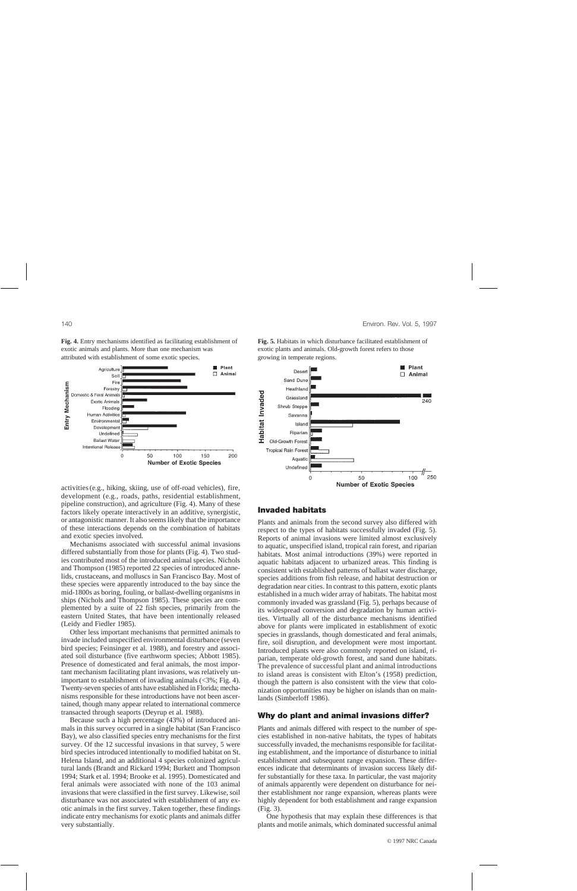**Fig. 4.** Entry mechanisms identified as facilitating establishment of exotic animals and plants. More than one mechanism was attributed with establishment of some exotic species.

**Fig. 5.** Habitats in which disturbance facilitated establishment of exotic plants and animals. Old-growth forest refers to those growing in temperate regions.

activities (e.g., hiking, skiing, use of off-road vehicles), fire, development (e.g., roads, paths, residential establishment, pipeline construction), and agriculture (Fig. 4). Many of these factors likely operate interactively in an additive, synergistic, or antagonistic manner. It also seems likely that the importance of these interactions depends on the combination of habitats and exotic species involved.

Mechanisms associated with successful animal invasions differed substantially from those for plants (Fig. 4). Two studies contributed most of the introduced animal species. Nichols and Thompson (1985) reported 22 species of introduced annelids, crustaceans, and molluscs in San Francisco Bay. Most of these species were apparently introduced to the bay since the mid-1800s as boring, fouling, or ballast-dwelling organisms in ships (Nichols and Thompson 1985). These species are complemented by a suite of 22 fish species, primarily from the eastern United States, that have been intentionally released (Leidy and Fiedler 1985).

Other less important mechanisms that permitted animals to invade included unspecified environmental disturbance (seven bird species; Feinsinger et al. 1988), and forestry and associated soil disturbance (five earthworm species; Abbott 1985). Presence of domesticated and feral animals, the most important mechanism facilitating plant invasions, was relatively unimportant to establishment of invading animals (<3%; Fig. 4). Twenty-seven species of ants have established in Florida; mechanisms responsible for these introductions have not been ascertained, though many appear related to international commerce transacted through seaports (Deyrup et al. 1988).

Because such a high percentage (43%) of introduced animals in this survey occurred in a single habitat (San Francisco Bay), we also classified species entry mechanisms for the first survey. Of the 12 successful invasions in that survey, 5 were bird species introduced intentionally to modified habitat on St. Helena Island, and an additional 4 species colonized agricultural lands (Brandt and Rickard 1994; Burkett and Thompson 1994; Stark et al. 1994; Brooke et al. 1995). Domesticated and feral animals were associated with none of the 103 animal invasions that were classified in the first survey. Likewise, soil disturbance was not associated with establishment of any exotic animals in the first survey. Taken together, these findings indicate entry mechanisms for exotic plants and animals differ very substantially.

## Invaded habitats

Plants and animals from the second survey also differed with respect to the types of habitats successfully invaded (Fig. 5). Reports of animal invasions were limited almost exclusively to aquatic, unspecified island, tropical rain forest, and riparian habitats. Most animal introductions (39%) were reported in aquatic habitats adjacent to urbanized areas. This finding is consistent with established patterns of ballast water discharge, species additions from fish release, and habitat destruction or degradation near cities. In contrast to this pattern, exotic plants established in a much wider array of habitats. The habitat most commonly invaded was grassland (Fig. 5), perhaps because of its widespread conversion and degradation by human activities. Virtually all of the disturbance mechanisms identified above for plants were implicated in establishment of exotic species in grasslands, though domesticated and feral animals, fire, soil disruption, and development were most important. Introduced plants were also commonly reported on island, riparian, temperate old-growth forest, and sand dune habitats. The prevalence of successful plant and animal introductions to island areas is consistent with Elton's (1958) prediction, though the pattern is also consistent with the view that colonization opportunities may be higher on islands than on mainlands (Simberloff 1986).

## Why do plant and animal invasions differ?

Plants and animals differed with respect to the number of species established in non-native habitats, the types of habitats successfully invaded, the mechanisms responsible for facilitating establishment, and the importance of disturbance to initial establishment and subsequent range expansion. These differences indicate that determinants of invasion success likely differ substantially for these taxa. In particular, the vast majority of animals apparently were dependent on disturbance for neither establishment nor range expansion, whereas plants were highly dependent for both establishment and range expansion (Fig. 3).

One hypothesis that may explain these differences is that plants and motile animals, which dominated successful animal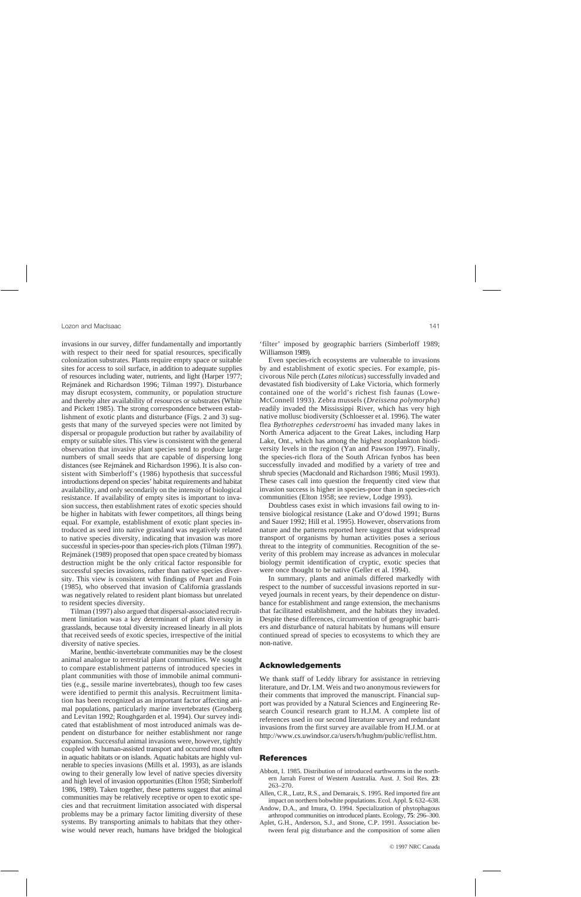invasions in our survey, differ fundamentally and importantly with respect to their need for spatial resources, specifically colonization substrates. Plants require empty space or suitable sites for access to soil surface, in addition to adequate supplies of resources including water, nutrients, and light (Harper 1977; Rejmánek and Richardson 1996; Tilman 1997). Disturbance may disrupt ecosystem, community, or population structure and thereby alter availability of resources or substrates (White and Pickett 1985). The strong correspondence between establishment of exotic plants and disturbance (Figs. 2 and 3) suggests that many of the surveyed species were not limited by dispersal or propagule production but rather by availability of empty or suitable sites. This view is consistent with the general observation that invasive plant species tend to produce large numbers of small seeds that are capable of dispersing long distances (see Rejmánek and Richardson 1996). It is also consistent with Simberloff's (1986) hypothesis that successful introductions depend on species' habitat requirements and habitat availability, and only secondarily on the intensity of biological resistance. If availability of empty sites is important to invasion success, then establishment rates of exotic species should be higher in habitats with fewer competitors, all things being equal. For example, establishment of exotic plant species introduced as seed into native grassland was negatively related to native species diversity, indicating that invasion was more successful in species-poor than species-rich plots (Tilman 1997). Rejmánek (1989) proposed that open space created by biomass destruction might be the only critical factor responsible for successful species invasions, rather than native species diversity. This view is consistent with findings of Peart and Foin (1985), who observed that invasion of California grasslands was negatively related to resident plant biomass but unrelated to resident species diversity.

Tilman (1997) also argued that dispersal-associated recruitment limitation was a key determinant of plant diversity in grasslands, because total diversity increased linearly in all plots that received seeds of exotic species, irrespective of the initial diversity of native species.

Marine, benthic-invertebrate communities may be the closest animal analogue to terrestrial plant communities. We sought to compare establishment patterns of introduced species in plant communities with those of immobile animal communities (e.g., sessile marine invertebrates), though too few cases were identified to permit this analysis. Recruitment limitation has been recognized as an important factor affecting animal populations, particularly marine invertebrates (Grosberg and Levitan 1992; Roughgarden et al. 1994). Our survey indicated that establishment of most introduced animals was dependent on disturbance for neither establishment nor range expansion. Successful animal invasions were, however, tightly coupled with human-assisted transport and occurred most often in aquatic habitats or on islands. Aquatic habitats are highly vulnerable to species invasions (Mills et al. 1993), as are islands owing to their generally low level of native species diversity and high level of invasion opportunities (Elton 1958; Simberloff 1986, 1989). Taken together, these patterns suggest that animal communities may be relatively receptive or open to exotic species and that recruitment limitation associated with dispersal problems may be a primary factor limiting diversity of these systems. By transporting animals to habitats that they otherwise would never reach, humans have bridged the biological 'filter' imposed by geographic barriers (Simberloff 1989; Williamson 1989).

Even species-rich ecosystems are vulnerable to invasions by and establishment of exotic species. For example, piscivorous Nile perch (*Lates niloticus*) successfully invaded and devastated fish biodiversity of Lake Victoria, which formerly contained one of the world's richest fish faunas (Lowe-McConnell 1993). Zebra mussels (*Dreissena polymorpha*) readily invaded the Mississippi River, which has very high native mollusc biodiversity (Schloesser et al. 1996). The water flea *Bythotrephes cederstroemi* has invaded many lakes in North America adjacent to the Great Lakes, including Harp Lake, Ont., which has among the highest zooplankton biodiversity levels in the region (Yan and Pawson 1997). Finally, the species-rich flora of the South African fynbos has been successfully invaded and modified by a variety of tree and shrub species (Macdonald and Richardson 1986; Musil 1993). These cases call into question the frequently cited view that invasion success is higher in species-poor than in species-rich communities (Elton 1958; see review, Lodge 1993).

Doubtless cases exist in which invasions fail owing to intensive biological resistance (Lake and O'dowd 1991; Burns and Sauer 1992; Hill et al. 1995). However, observations from nature and the patterns reported here suggest that widespread transport of organisms by human activities poses a serious threat to the integrity of communities. Recognition of the severity of this problem may increase as advances in molecular biology permit identification of cryptic, exotic species that were once thought to be native (Geller et al. 1994).

In summary, plants and animals differed markedly with respect to the number of successful invasions reported in surveyed journals in recent years, by their dependence on disturbance for establishment and range extension, the mechanisms that facilitated establishment, and the habitats they invaded. Despite these differences, circumvention of geographic barriers and disturbance of natural habitats by humans will ensure continued spread of species to ecosystems to which they are non-native.

## Acknowledgements

We thank staff of Leddy library for assistance in retrieving literature, and Dr. I.M. Weis and two anonymous reviewers for their comments that improved the manuscript. Financial support was provided by a Natural Sciences and Engineering Research Council research grant to H.J.M. A complete list of references used in our second literature survey and redundant invasions from the first survey are available from H.J.M. or at http://www.cs.uwindsor.ca/users/h/hughm/public/reflist.htm.

## References

Abbott, I. 1985. Distribution of introduced earthworms in the northern Jarrah Forest of Western Australia. Aust. J. Soil Res. **23**: 263–270.

Allen, C.R., Lutz, R.S., and Demarais, S. 1995. Red imported fire ant impact on northern bobwhite populations. Ecol. Appl. **5**: 632–638.

Andow, D.A., and Imura, O. 1994. Specialization of phytophagous arthropod communities on introduced plants. Ecology, **75**: 296–300.

Aplet, G.H., Anderson, S.J., and Stone, C.P. 1991. Association between feral pig disturbance and the composition of some alien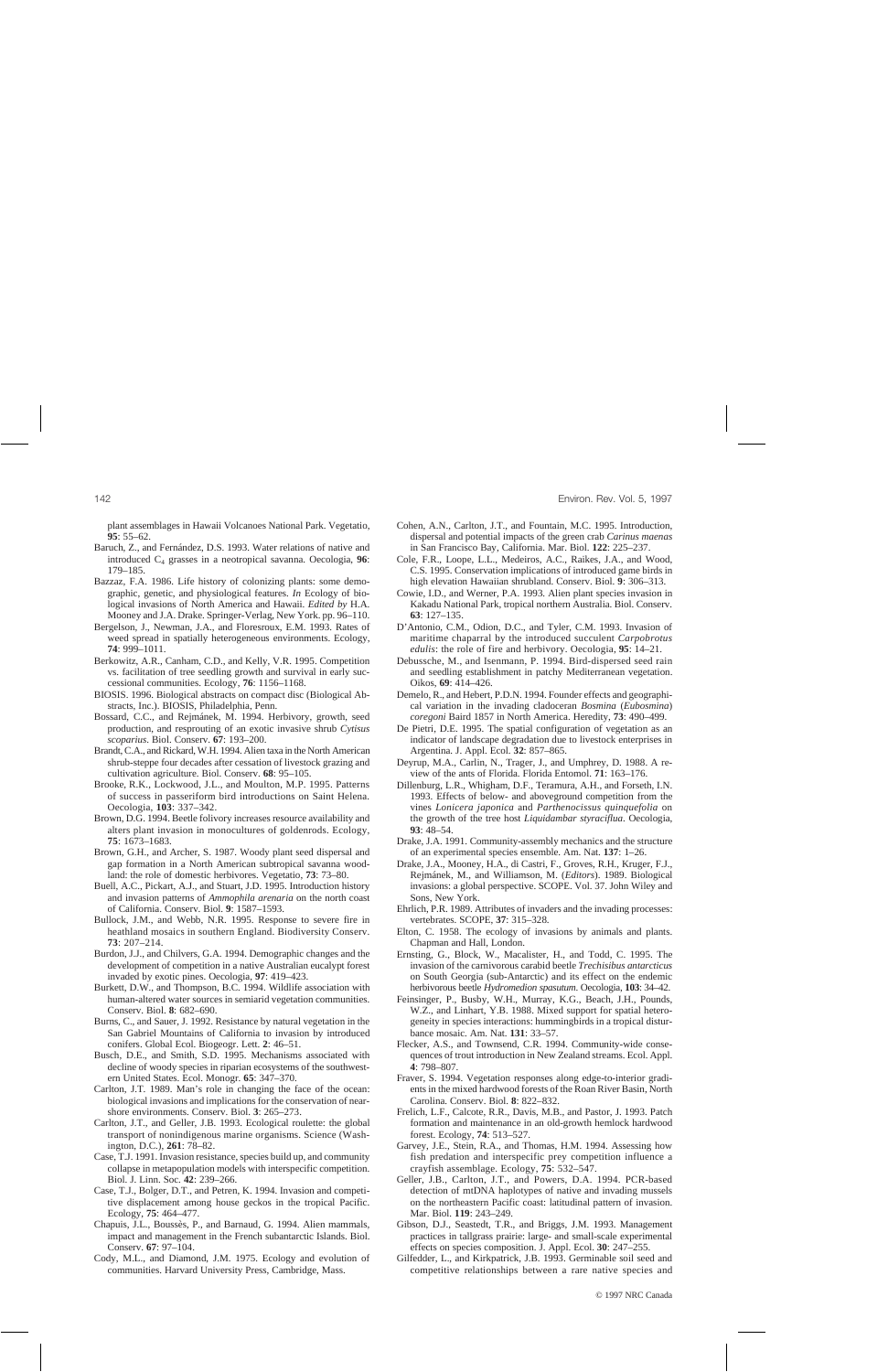plant assemblages in Hawaii Volcanoes National Park. Vegetatio, **95**: 55–62.

Baruch, Z., and Fernández, D.S. 1993. Water relations of native and introduced $C_4$ grasses in a neotropical savanna. Oecologia, **96**: 179–185.

Bazzaz, F.A. 1986. Life history of colonizing plants: some demographic, genetic, and physiological features. *In* Ecology of biological invasions of North America and Hawaii. *Edited by* H.A. Mooney and J.A. Drake. Springer-Verlag, New York. pp. 96–110.

Bergelson, J., Newman, J.A., and Floresroux, E.M. 1993. Rates of weed spread in spatially heterogeneous environments. Ecology, **74**: 999–1011.

Berkowitz, A.R., Canham, C.D., and Kelly, V.R. 1995. Competition vs. facilitation of tree seedling growth and survival in early successional communities. Ecology, **76**: 1156–1168.

BIOSIS. 1996. Biological abstracts on compact disc (Biological Abstracts, Inc.). BIOSIS, Philadelphia, Penn.

Bossard, C.C., and Rejmánek, M. 1994. Herbivory, growth, seed production, and resprouting of an exotic invasive shrub *Cytisus scoparius*. Biol. Conserv. **67**: 193–200.

Brandt, C.A., and Rickard, W.H. 1994. Alien taxa in the North American shrub-steppe four decades after cessation of livestock grazing and cultivation agriculture. Biol. Conserv. **68**: 95–105.

Brooke, R.K., Lockwood, J.L., and Moulton, M.P. 1995. Patterns of success in passeriform bird introductions on Saint Helena. Oecologia, **103**: 337–342.

Brown, D.G. 1994. Beetle folivory increases resource availability and alters plant invasion in monocultures of goldenrods. Ecology, **75**: 1673–1683.

Brown, G.H., and Archer, S. 1987. Woody plant seed dispersal and gap formation in a North American subtropical savanna woodland: the role of domestic herbivores. Vegetatio, **73**: 73–80.

Buell, A.C., Pickart, A.J., and Stuart, J.D. 1995. Introduction history and invasion patterns of *Ammophila arenaria* on the north coast of California. Conserv. Biol. **9**: 1587–1593.

Bullock, J.M., and Webb, N.R. 1995. Response to severe fire in heathland mosaics in southern England. Biodiversity Conserv. **73**: 207–214.

Burdon, J.J., and Chilvers, G.A. 1994. Demographic changes and the development of competition in a native Australian eucalypt forest invaded by exotic pines. Oecologia, **97**: 419–423.

Burkett, D.W., and Thompson, B.C. 1994. Wildlife association with human-altered water sources in semiarid vegetation communities. Conserv. Biol. **8**: 682–690.

Burns, C., and Sauer, J. 1992. Resistance by natural vegetation in the San Gabriel Mountains of California to invasion by introduced conifers. Global Ecol. Biogeogr. Lett. **2**: 46–51.

Busch, D.E., and Smith, S.D. 1995. Mechanisms associated with decline of woody species in riparian ecosystems of the southwestern United States. Ecol. Monogr. **65**: 347–370.

Carlton, J.T. 1989. Man's role in changing the face of the ocean: biological invasions and implications for the conservation of near-shore environments. Conserv. Biol. **3**: 265–273.

Carlton, J.T., and Geller, J.B. 1993. Ecological roulette: the global transport of nonindigenous marine organisms. Science (Washington, D.C.), **261**: 78–82.

Case, T.J. 1991. Invasion resistance, species build up, and community collapse in metapopulation models with interspecific competition. Biol. J. Linn. Soc. **42**: 239–266.

Case, T.J., Bolger, D.T., and Petren, K. 1994. Invasion and competitive displacement among house geckos in the tropical Pacific. Ecology, **75**: 464–477.

Chapuis, J.L., Boussès, P., and Barnaud, G. 1994. Alien mammals, impact and management in the French subantarctic Islands. Biol. Conserv. **67**: 97–104.

Cody, M.L., and Diamond, J.M. 1975. Ecology and evolution of communities. Harvard University Press, Cambridge, Mass.

Cohen, A.N., Carlton, J.T., and Fountain, M.C. 1995. Introduction, dispersal and potential impacts of the green crab *Carinus maenas* in San Francisco Bay, California. Mar. Biol. **122**: 225–237.

Cole, F.R., Loope, L.L., Medeiros, A.C., Raikes, J.A., and Wood, C.S. 1995. Conservation implications of introduced game birds in high elevation Hawaiian shrubland. Conserv. Biol. **9**: 306–313.

Cowie, I.D., and Werner, P.A. 1993. Alien plant species invasion in Kakadu National Park, tropical northern Australia. Biol. Conserv. **63**: 127–135.

D'Antonio, C.M., Odion, D.C., and Tyler, C.M. 1993. Invasion of maritime chaparral by the introduced succulent *Carpobrotus edulis*: the role of fire and herbivory. Oecologia, **95**: 14–21.

Debussche, M., and Isenmann, P. 1994. Bird-dispersed seed rain and seedling establishment in patchy Mediterranean vegetation. Oikos, **69**: 414–426.

Demelo, R., and Hebert, P.D.N. 1994. Founder effects and geographical variation in the invading cladoceran *Bosmina* (*Eubosmina*) *coregoni* Baird 1857 in North America. Heredity, **73**: 490–499.

De Pietri, D.E. 1995. The spatial configuration of vegetation as an indicator of landscape degradation due to livestock enterprises in Argentina. J. Appl. Ecol. **32**: 857–865.

Deyrup, M.A., Carlin, N., Trager, J., and Umphrey, D. 1988. A review of the ants of Florida. Florida Entomol. **71**: 163–176.

Dillenburg, L.R., Whigham, D.F., Teramura, A.H., and Forseth, I.N. 1993. Effects of below- and aboveground competition from the vines *Lonicera japonica* and *Parthenocissus quinquefolia* on the growth of the tree host *Liquidambar styraciflua*. Oecologia, **93**: 48–54.

Drake, J.A. 1991. Community-assembly mechanics and the structure of an experimental species ensemble. Am. Nat. **137**: 1–26.

Drake, J.A., Mooney, H.A., di Castri, F., Groves, R.H., Kruger, F.J., Rejmánek, M., and Williamson, M. (*Editors*). 1989. Biological invasions: a global perspective. SCOPE. Vol. 37. John Wiley and Sons, New York.

Ehrlich, P.R. 1989. Attributes of invaders and the invading processes: vertebrates. SCOPE, **37**: 315–328.

Elton, C. 1958. The ecology of invasions by animals and plants. Chapman and Hall, London.

Ernsting, G., Block, W., Macalister, H., and Todd, C. 1995. The invasion of the carnivorous carabid beetle *Trechisibus antarcticus* on South Georgia (sub-Antarctic) and its effect on the endemic herbivorous beetle *Hydromedion spasutum*. Oecologia, **103**: 34–42.

Feinsinger, P., Busby, W.H., Murray, K.G., Beach, J.H., Pounds, W.Z., and Linhart, Y.B. 1988. Mixed support for spatial heterogeneity in species interactions: hummingbirds in a tropical disturbance mosaic. Am. Nat. **131**: 33–57.

Flecker, A.S., and Townsend, C.R. 1994. Community-wide consequences of trout introduction in New Zealand streams. Ecol. Appl. **4**: 798–807.

Fraver, S. 1994. Vegetation responses along edge-to-interior gradients in the mixed hardwood forests of the Roan River Basin, North Carolina. Conserv. Biol. **8**: 822–832.

Frelich, L.F., Calcote, R.R., Davis, M.B., and Pastor, J. 1993. Patch formation and maintenance in an old-growth hemlock hardwood forest. Ecology, **74**: 513–527.

Garvey, J.E., Stein, R.A., and Thomas, H.M. 1994. Assessing how fish predation and interspecific prey competition influence a crayfish assemblage. Ecology, **75**: 532–547.

Geller, J.B., Carlton, J.T., and Powers, D.A. 1994. PCR-based detection of mtDNA haplotypes of native and invading mussels on the northeastern Pacific coast: latitudinal pattern of invasion. Mar. Biol. **119**: 243–249.

Gibson, D.J., Seastedt, T.R., and Briggs, J.M. 1993. Management practices in tallgrass prairie: large- and small-scale experimental effects on species composition. J. Appl. Ecol. **30**: 247–255.

Gilfedder, L., and Kirkpatrick, J.B. 1993. Germinable soil seed and competitive relationships between a rare native species and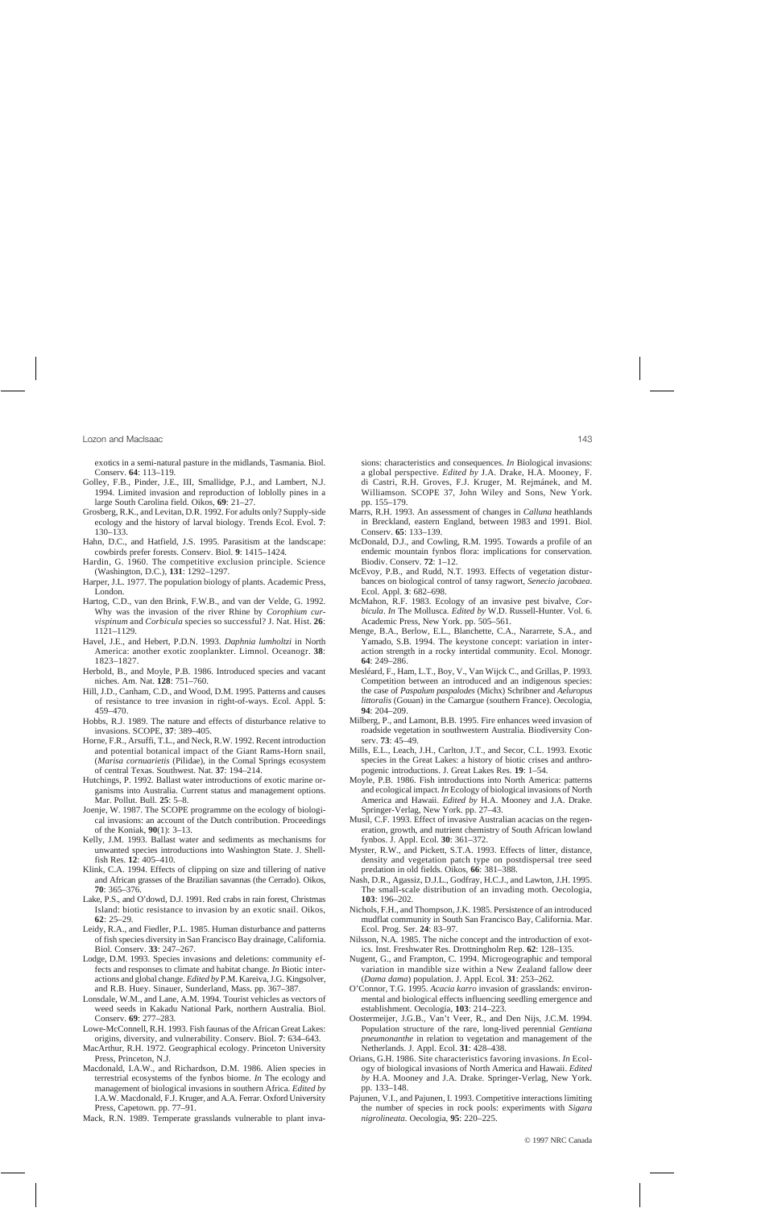exotics in a semi-natural pasture in the midlands, Tasmania. Biol. Conserv. **64**: 113–119.

Golley, F.B., Pinder, J.E., III, Smallidge, P.J., and Lambert, N.J. 1994. Limited invasion and reproduction of loblolly pines in a large South Carolina field. Oikos, **69**: 21–27.

Grosberg, R.K., and Levitan, D.R. 1992. For adults only? Supply-side ecology and the history of larval biology. Trends Ecol. Evol. **7**: 130–133.

Hahn, D.C., and Hatfield, J.S. 1995. Parasitism at the landscape: cowbirds prefer forests. Conserv. Biol. **9**: 1415–1424.

Hardin, G. 1960. The competitive exclusion principle. Science (Washington, D.C.), **131**: 1292–1297.

Harper, J.L. 1977. The population biology of plants. Academic Press, London.

Hartog, C.D., van den Brink, F.W.B., and van der Velde, G. 1992. Why was the invasion of the river Rhine by *Corophium curvispinum* and *Corbicula* species so successful? J. Nat. Hist. **26**: 1121–1129.

Havel, J.E., and Hebert, P.D.N. 1993. *Daphnia lumholtzi* in North America: another exotic zooplankter. Limnol. Oceanogr. **38**: 1823–1827.

Herbold, B., and Moyle, P.B. 1986. Introduced species and vacant niches. Am. Nat. **128**: 751–760.

Hill, J.D., Canham, C.D., and Wood, D.M. 1995. Patterns and causes of resistance to tree invasion in right-of-ways. Ecol. Appl. **5**: 459–470.

Hobbs, R.J. 1989. The nature and effects of disturbance relative to invasions. SCOPE, **37**: 389–405.

Horne, F.R., Arsuffi, T.L., and Neck, R.W. 1992. Recent introduction and potential botanical impact of the Giant Rams-Horn snail, (*Marisa cornuarietis* (Pilidae), in the Comal Springs ecosystem of central Texas. Southwest. Nat. **37**: 194–214.

Hutchings, P. 1992. Ballast water introductions of exotic marine organisms into Australia. Current status and management options. Mar. Pollut. Bull. **25**: 5–8.

Joenje, W. 1987. The SCOPE programme on the ecology of biological invasions: an account of the Dutch contribution. Proceedings of the Koniak, **90**(1): 3–13.

Kelly, J.M. 1993. Ballast water and sediments as mechanisms for unwanted species introductions into Washington State. J. Shellfish Res. **12**: 405–410.

Klink, C.A. 1994. Effects of clipping on size and tillering of native and African grasses of the Brazilian savannas (the Cerrado). Oikos, **70**: 365–376.

Lake, P.S., and O'dowd, D.J. 1991. Red crabs in rain forest, Christmas Island: biotic resistance to invasion by an exotic snail. Oikos, **62**: 25–29.

Leidy, R.A., and Fiedler, P.L. 1985. Human disturbance and patterns of fish species diversity in San Francisco Bay drainage, California. Biol. Conserv. **33**: 247–267.

Lodge, D.M. 1993. Species invasions and deletions: community effects and responses to climate and habitat change. *In* Biotic interactions and global change. *Edited by* P.M. Kareiva, J.G. Kingsolver, and R.B. Huey. Sinauer, Sunderland, Mass. pp. 367–387.

Lonsdale, W.M., and Lane, A.M. 1994. Tourist vehicles as vectors of weed seeds in Kakadu National Park, northern Australia. Biol. Conserv. **69**: 277–283.

Lowe-McConnell, R.H. 1993. Fish faunas of the African Great Lakes: origins, diversity, and vulnerability. Conserv. Biol. **7**: 634–643.

MacArthur, R.H. 1972. Geographical ecology. Princeton University Press, Princeton, N.J.

Macdonald, I.A.W., and Richardson, D.M. 1986. Alien species in terrestrial ecosystems of the fynbos biome. *In* The ecology and management of biological invasions in southern Africa. *Edited by* I.A.W. Macdonald, F.J. Kruger, and A.A. Ferrar. Oxford University Press, Capetown. pp. 77–91.

Mack, R.N. 1989. Temperate grasslands vulnerable to plant invasions: characteristics and consequences. *In* Biological invasions: a global perspective. *Edited by* J.A. Drake, H.A. Mooney, F. di Castri, R.H. Groves, F.J. Kruger, M. Rejmánek, and M. Williamson. SCOPE 37, John Wiley and Sons, New York. pp. 155–179.

Marrs, R.H. 1993. An assessment of changes in *Calluna* heathlands in Breckland, eastern England, between 1983 and 1991. Biol. Conserv. **65**: 133–139.

McDonald, D.J., and Cowling, R.M. 1995. Towards a profile of an endemic mountain fynbos flora: implications for conservation. Biodiv. Conserv. **72**: 1–12.

McEvoy, P.B., and Rudd, N.T. 1993. Effects of vegetation disturbances on biological control of tansy ragwort, *Senecio jacobaea*. Ecol. Appl. **3**: 682–698.

McMahon, R.F. 1983. Ecology of an invasive pest bivalve, *Corbicula*. *In* The Mollusca. *Edited by* W.D. Russell-Hunter. Vol. 6. Academic Press, New York. pp. 505–561.

Menge, B.A., Berlow, E.L., Blanchette, C.A., Nararrete, S.A., and Yamado, S.B. 1994. The keystone concept: variation in interaction strength in a rocky intertidal community. Ecol. Monogr. **64**: 249–286.

Mesléard, F., Ham, L.T., Boy, V., Van Wijck C., and Grillas, P. 1993. Competition between an introduced and an indigenous species: the case of *Paspalum paspalodes* (Michx) Schribner and *Aeluropus littoralis* (Gouan) in the Camargue (southern France). Oecologia, **94**: 204–209.

Milberg, P., and Lamont, B.B. 1995. Fire enhances weed invasion of roadside vegetation in southwestern Australia. Biodiversity Conserv. **73**: 45–49.

Mills, E.L., Leach, J.H., Carlton, J.T., and Secor, C.L. 1993. Exotic species in the Great Lakes: a history of biotic crises and anthropogenic introductions. J. Great Lakes Res. **19**: 1–54.

Moyle, P.B. 1986. Fish introductions into North America: patterns and ecological impact. *In* Ecology of biological invasions of North America and Hawaii. *Edited by* H.A. Mooney and J.A. Drake. Springer-Verlag, New York. pp. 27–43.

Musil, C.F. 1993. Effect of invasive Australian acacias on the regeneration, growth, and nutrient chemistry of South African lowland fynbos. J. Appl. Ecol. **30**: 361–372.

Myster, R.W., and Pickett, S.T.A. 1993. Effects of litter, distance, density and vegetation patch type on postdispersal tree seed predation in old fields. Oikos, **66**: 381–388.

Nash, D.R., Agassiz, D.J.L., Godfray, H.C.J., and Lawton, J.H. 1995. The small-scale distribution of an invading moth. Oecologia, **103**: 196–202.

Nichols, F.H., and Thompson, J.K. 1985. Persistence of an introduced mudflat community in South San Francisco Bay, California. Mar. Ecol. Prog. Ser. **24**: 83–97.

Nilsson, N.A. 1985. The niche concept and the introduction of exotics. Inst. Freshwater Res. Drottningholm Rep. **62**: 128–135.

Nugent, G., and Frampton, C. 1994. Microgeographic and temporal variation in mandible size within a New Zealand fallow deer (*Dama dama*) population. J. Appl. Ecol. **31**: 253–262.

O'Connor, T.G. 1995. *Acacia karro* invasion of grasslands: environmental and biological effects influencing seedling emergence and establishment. Oecologia, **103**: 214–223.

Oostermeijer, J.G.B., Van't Veer, R., and Den Nijs, J.C.M. 1994. Population structure of the rare, long-lived perennial *Gentiana pneumonanthe* in relation to vegetation and management of the Netherlands. J. Appl. Ecol. **31**: 428–438.

Orians, G.H. 1986. Site characteristics favoring invasions. *In* Ecology of biological invasions of North America and Hawaii. *Edited by* H.A. Mooney and J.A. Drake. Springer-Verlag, New York. pp. 133–148.

Pajunen, V.I., and Pajunen, I. 1993. Competitive interactions limiting the number of species in rock pools: experiments with *Sigara nigrolineata*. Oecologia, **95**: 220–225.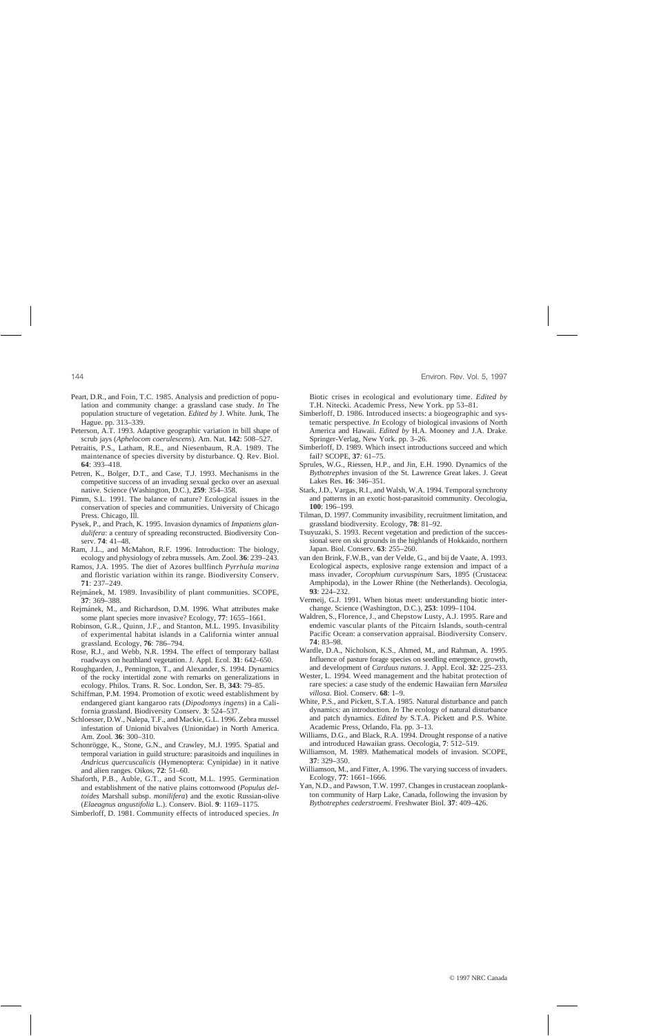Peart, D.R., and Foin, T.C. 1985. Analysis and prediction of population and community change: a grassland case study. *In* The population structure of vegetation. *Edited by* J. White. Junk, The Hague. pp. 313–339.

Peterson, A.T. 1993. Adaptive geographic variation in bill shape of scrub jays (*Aphelocom coerulescens*). Am. Nat. **142**: 508–527.

Petraitis, P.S., Latham, R.E., and Niesenbaum, R.A. 1989. The maintenance of species diversity by disturbance. Q. Rev. Biol. **64**: 393–418.

Petren, K., Bolger, D.T., and Case, T.J. 1993. Mechanisms in the competitive success of an invading sexual gecko over an asexual native. Science (Washington, D.C.), **259**: 354–358.

Pimm, S.L. 1991. The balance of nature? Ecological issues in the conservation of species and communities. University of Chicago Press. Chicago, Ill.

Pysek, P., and Prach, K. 1995. Invasion dynamics of *Impatiens glandulifera*: a century of spreading reconstructed. Biodiversity Conserv. **74**: 41–48.

Ram, J.L., and McMahon, R.F. 1996. Introduction: The biology, ecology and physiology of zebra mussels. Am. Zool. **36**: 239–243.

Ramos, J.A. 1995. The diet of Azores bullfinch *Pyrrhula murina* and floristic variation within its range. Biodiversity Conserv. **71**: 237–249.

Rejmánek, M. 1989. Invasibility of plant communities. SCOPE, **37**: 369–388.

Rejmánek, M., and Richardson, D.M. 1996. What attributes make some plant species more invasive? Ecology, **77**: 1655–1661.

Robinson, G.R., Quinn, J.F., and Stanton, M.L. 1995. Invasibility of experimental habitat islands in a California winter annual grassland. Ecology, **76**: 786–794.

Rose, R.J., and Webb, N.R. 1994. The effect of temporary ballast roadways on heathland vegetation. J. Appl. Ecol. **31**: 642–650.

Roughgarden, J., Pennington, T., and Alexander, S. 1994. Dynamics of the rocky intertidal zone with remarks on generalizations in ecology. Philos. Trans. R. Soc. London, Ser. B, **343**: 79–85.

Schiffman, P.M. 1994. Promotion of exotic weed establishment by endangered giant kangaroo rats (*Dipodomys ingens*) in a California grassland. Biodiversity Conserv. **3**: 524–537.

Schloesser, D.W., Nalepa, T.F., and Mackie, G.L. 1996. Zebra mussel infestation of Unionid bivalves (Unionidae) in North America. Am. Zool. **36**: 300–310.

Schonrögge, K., Stone, G.N., and Crawley, M.J. 1995. Spatial and temporal variation in guild structure: parasitoids and inquilines in *Andricus quercuscalicis* (Hymenoptera: Cynipidae) in it native and alien ranges. Oikos, **72**: 51–60.

Shaforth, P.B., Auble, G.T., and Scott, M.L. 1995. Germination and establishment of the native plains cottonwood (*Populus deltoides* Marshall subsp. *monilifera*) and the exotic Russian-olive (*Elaeagnus angustifolia* L.). Conserv. Biol. **9**: 1169–1175.

Simberloff, D. 1981. Community effects of introduced species. *In* Biotic crises in ecological and evolutionary time. *Edited by* T.H. Nitecki. Academic Press, New York. pp 53–81.

Simberloff, D. 1986. Introduced insects: a biogeographic and systematic perspective. *In* Ecology of biological invasions of North America and Hawaii. *Edited by* H.A. Mooney and J.A. Drake. Springer-Verlag, New York. pp. 3–26.

Simberloff, D. 1989. Which insect introductions succeed and which fail? SCOPE, **37**: 61–75.

Sprules, W.G., Riessen, H.P., and Jin, E.H. 1990. Dynamics of the *Bythotrephes* invasion of the St. Lawrence Great lakes. J. Great Lakes Res. **16**: 346–351.

Stark, J.D., Vargas, R.I., and Walsh, W.A. 1994. Temporal synchrony and patterns in an exotic host-parasitoid community. Oecologia, **100**: 196–199.

Tilman, D. 1997. Community invasibility, recruitment limitation, and grassland biodiversity. Ecology, **78**: 81–92.

Tsuyuzaki, S. 1993. Recent vegetation and prediction of the successional sere on ski grounds in the highlands of Hokkaido, northern Japan. Biol. Conserv. **63**: 255–260.

van den Brink, F.W.B., van der Velde, G., and bij de Vaate, A. 1993. Ecological aspects, explosive range extension and impact of a mass invader, *Corophium curvuspinum* Sars, 1895 (Crustacea: Amphipoda), in the Lower Rhine (the Netherlands). Oecologia, **93**: 224–232.

Vermeij, G.J. 1991. When biotas meet: understanding biotic interchange. Science (Washington, D.C.), **253**: 1099–1104.

Waldren, S., Florence, J., and Chepstow Lusty, A.J. 1995. Rare and endemic vascular plants of the Pitcairn Islands, south-central Pacific Ocean: a conservation appraisal. Biodiversity Conserv. **74**: 83–98.

Wardle, D.A., Nicholson, K.S., Ahmed, M., and Rahman, A. 1995. Influence of pasture forage species on seedling emergence, growth, and development of *Carduus nutans*. J. Appl. Ecol. **32**: 225–233.

Wester, L. 1994. Weed management and the habitat protection of rare species: a case study of the endemic Hawaiian fern *Marsilea villosa*. Biol. Conserv. **68**: 1–9.

White, P.S., and Pickett, S.T.A. 1985. Natural disturbance and patch dynamics: an introduction. *In* The ecology of natural disturbance and patch dynamics. *Edited by* S.T.A. Pickett and P.S. White. Academic Press, Orlando, Fla. pp. 3–13.

Williams, D.G., and Black, R.A. 1994. Drought response of a native and introduced Hawaiian grass. Oecologia, **7**: 512–519.

Williamson, M. 1989. Mathematical models of invasion. SCOPE, **37**: 329–350.

Williamson, M., and Fitter, A. 1996. The varying success of invaders. Ecology, **77**: 1661–1666.

Yan, N.D., and Pawson, T.W. 1997. Changes in crustacean zooplankton community of Harp Lake, Canada, following the invasion by *Bythotrephes cederstroemi*. Freshwater Biol. **37**: 409–426.